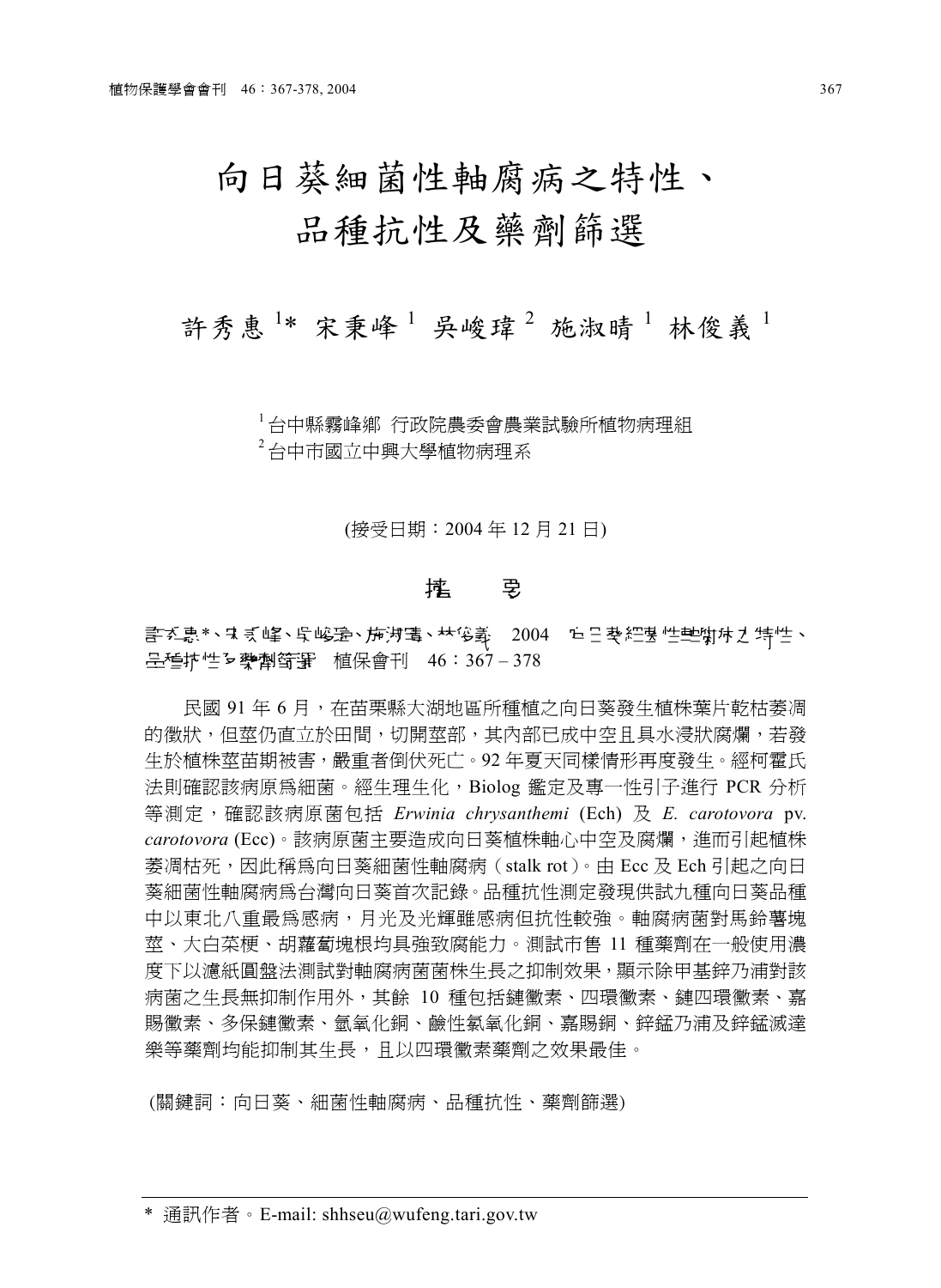# 向日葵細菌性軸腐病之特性、品種抗性及藥劑篩選

許秀惠[1]* 宋秉峰[1] 吳峻瑋[2] 施淑晴[1] 林俊義[1]

[1] 台中縣霧峰鄉 行政院農委會農業試驗所植物病理組
[2] 台中市國立中興大學植物病理系

(接受日期：2004 年 12 月 21 日)

## 摘要

許秀惠*、宋秉峰、吳峻瑋、施淑晴、林俊義 2004 向日葵細菌性軸腐病之特性、品種抗性及藥劑篩選 植保會刊 46：367 – 378

民國 91 年 6 月，在苗栗縣大湖地區所種植之向日葵發生植株葉片乾枯萎凋的徵狀，但莖仍直立於田間，切開莖部，其內部已成中空且具水浸狀腐爛，若發生於植株莖苗期被害，嚴重者倒伏死亡。92 年夏天同樣情形再度發生。經柯霍氏法則確認該病原為細菌。經生理生化，Biolog 鑑定及專一性引子進行 PCR 分析等測定，確認該病原菌包括 *Erwinia chrysanthemi* (Ech) 及 *E. carotovora* pv. *carotovora* (Ecc)。該病原菌主要造成向日葵植株軸心中空及腐爛，進而引起植株萎凋枯死，因此稱為向日葵細菌性軸腐病（stalk rot）。由 Ecc 及 Ech 引起之向日葵細菌性軸腐病為台灣向日葵首次記錄。品種抗性測定發現供試九種向日葵品種中以東北八重最為感病，月光及光輝雖感病但抗性較強。軸腐病菌對馬鈴薯塊莖、大白菜梗、胡蘿蔔塊根均具強致腐能力。測試市售 11 種藥劑在一般使用濃度下以濾紙圓盤法測試對軸腐病菌菌株生長之抑制效果，顯示除甲基鋅乃浦對該病菌之生長無抑制作用外，其餘 10 種包括鏈黴素、四環黴素、鏈四環黴素、嘉賜黴素、多保鏈黴素、氫氧化銅、鹼性氯氧化銅、嘉賜銅、鋅錳乃浦及鋅錳滅達樂等藥劑均能抑制其生長，且以四環黴素藥劑之效果最佳。

(關鍵詞：向日葵、細菌性軸腐病、品種抗性、藥劑篩選)

* 通訊作者。E-mail: shhseu@wufeng.tari.gov.tw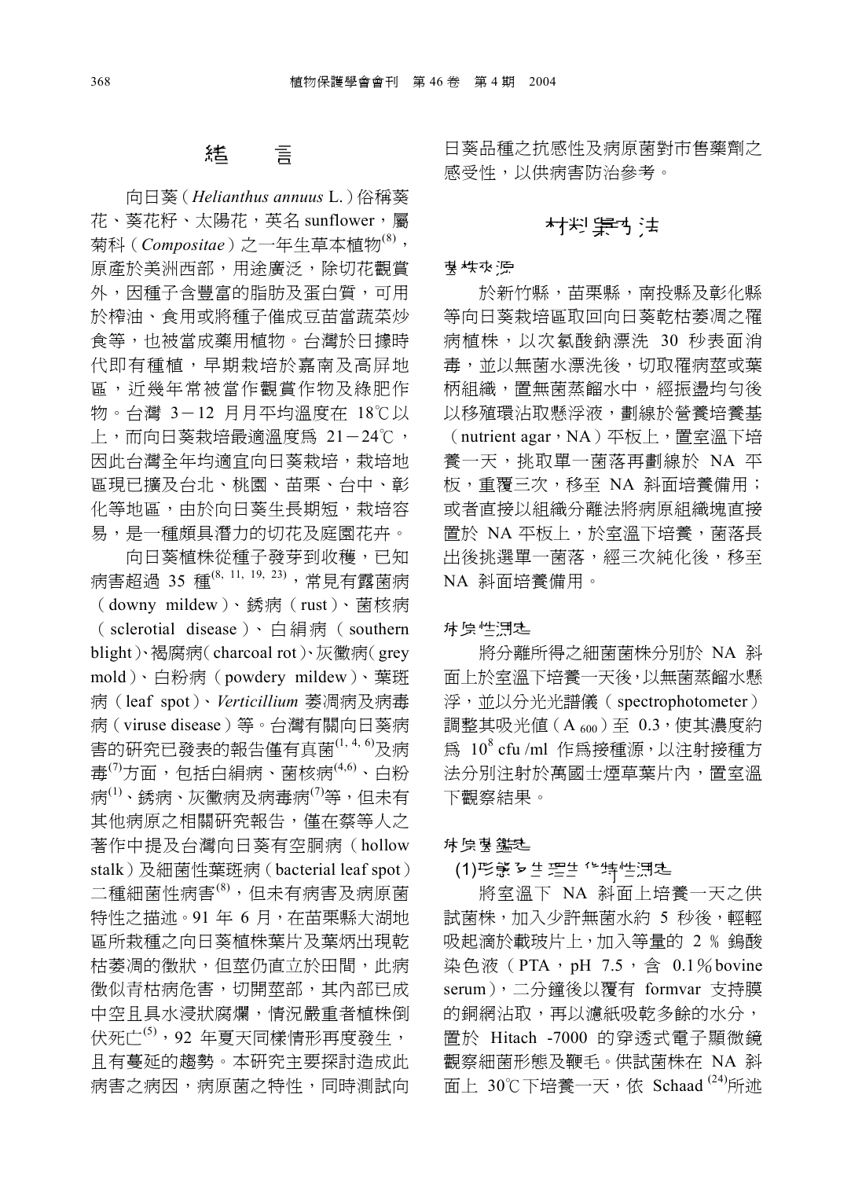## 緒　言

向日葵（*Helianthus annuus* L.）俗稱葵花、葵花籽、太陽花，英名 sunflower，屬菊科（*Compositae*）之一年生草本植物[8]，原產於美洲西部，用途廣泛，除切花觀賞外，因種子含豐富的脂肪及蛋白質，可用於榨油、食用或將種子催成豆苗當蔬菜炒食等，也被當成藥用植物。台灣於日據時代即有種植，早期栽培於嘉南及高屏地區，近幾年常被當作觀賞作物及綠肥作物。台灣 3－12 月月平均溫度在 18℃以上，而向日葵栽培最適溫度為 21－24℃，因此台灣全年均適宜向日葵栽培，栽培地區現已擴及台北、桃園、苗栗、台中、彰化等地區，由於向日葵生長期短，栽培容易，是一種頗具潛力的切花及庭園花卉。

向日葵植株從種子發芽到收穫，已知病害超過 35 種[8, 11, 19, 23]，常見有露菌病（downy mildew）、銹病（rust）、菌核病（sclerotial disease）、白絹病（southern blight）、褐腐病（charcoal rot）、灰黴病（grey mold）、白粉病（powdery mildew）、葉斑病（leaf spot）、*Verticillium* 萎凋病及病毒病（viruse disease）等。台灣有關向日葵病害的研究已發表的報告僅有真菌[1, 4, 6]及病毒[7]方面，包括白絹病、菌核病[4,6]、白粉病[1]、銹病、灰黴病及病毒病[7]等，但未有其他病原之相關研究報告，僅在蔡等人之著作中提及台灣向日葵有空胴病（hollow stalk）及細菌性葉斑病（bacterial leaf spot）二種細菌性病害[8]，但未有病害及病原菌特性之描述。91 年 6 月，在苗栗縣大湖地區所栽種之向日葵植株葉片及葉柄出現乾枯萎凋的徵狀，但莖仍直立於田間，此病徵似青枯病危害，切開莖部，其內部已成中空且具水浸狀腐爛，情況嚴重者植株倒伏死亡[5]，92 年夏天同樣情形再度發生，且有蔓延的趨勢。本研究主要探討造成此病害之病因，病原菌之特性，同時測試向日葵品種之抗感性及病原菌對市售藥劑之感受性，以供病害防治參考。

## 材料與方法

### 菌株來源

於新竹縣，苗栗縣，南投縣及彰化縣等向日葵栽培區取回向日葵乾枯萎凋之罹病植株，以次氯酸鈉漂洗 30 秒表面消毒，並以無菌水漂洗後，切取罹病莖或葉柄組織，置無菌蒸餾水中，經振盪均勻後以移殖環沾取懸浮液，劃線於營養培養基（nutrient agar，NA）平板上，置室溫下培養一天，挑取單一菌落再劃線於 NA 平板，重覆三次，移至 NA 斜面培養備用；或者直接以組織分離法將病原組織塊直接置於 NA 平板上，於室溫下培養，菌落長出後挑選單一菌落，經三次純化後，移至 NA 斜面培養備用。

### 病原性測定

將分離所得之細菌菌株分別於 NA 斜面上於室溫下培養一天後，以無菌蒸餾水懸浮，並以分光光譜儀（spectrophotometer）調整其吸光值（$A_{600}$）至 0.3，使其濃度約為 $10^8$ cfu /ml 作為接種源，以注射接種方法分別注射於萬國士煙草葉片內，置室溫下觀察結果。

### 病原菌鑑定

#### (1)形態及生理生化特性測定

將室溫下 NA 斜面上培養一天之供試菌株，加入少許無菌水約 5 秒後，輕輕吸起滴於載玻片上，加入等量的 2 % 鎢酸染色液（PTA，pH 7.5，含 0.1% bovine serum），二分鐘後以覆有 formvar 支持膜的銅網沾取，再以濾紙吸乾多餘的水分，置於 Hitach -7000 的穿透式電子顯微鏡觀察細菌形態及鞭毛。供試菌株在 NA 斜面上 30℃下培養一天，依 Schaad [24]所述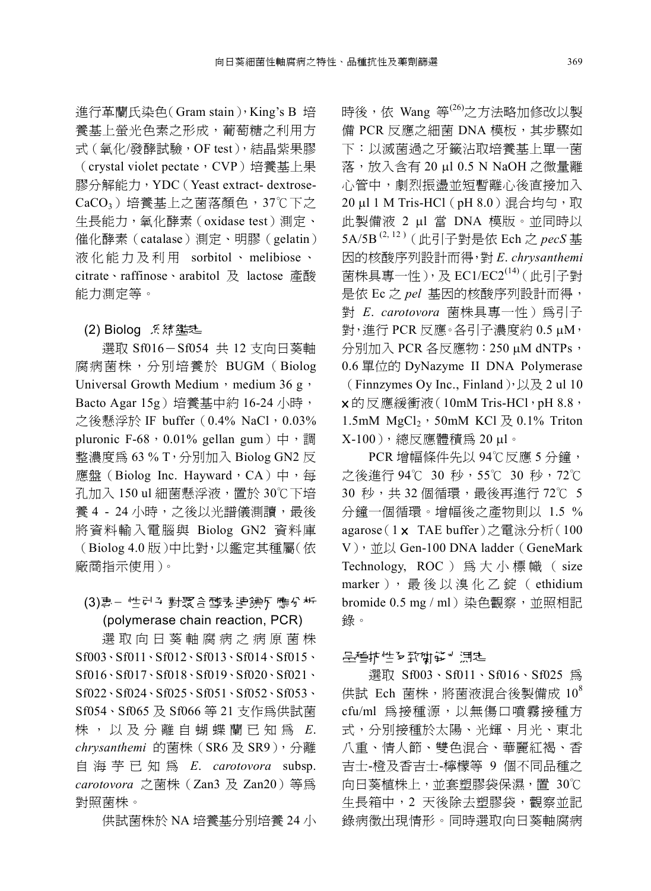進行革蘭氏染色（Gram stain），King's B 培養基上螢光色素之形成，葡萄糖之利用方式（氧化/發酵試驗，OF test），結晶紫果膠（crystal violet pectate，CVP）培養基上果膠分解能力，YDC（Yeast extract- dextrose-$CaCO_3$）培養基上之菌落顏色，37℃下之生長能力，氧化酵素（oxidase test）測定、催化酵素（catalase）測定、明膠（gelatin）液化能力及利用 sorbitol、melibiose、citrate、raffinose、arabitol 及 lactose 產酸能力測定等。

### (2) Biolog 系統鑑定

選取 Sf016－Sf054 共 12 支向日葵軸腐病菌株，分別培養於 BUGM（Biolog Universal Growth Medium，medium 36 g，Bacto Agar 15g）培養基中約 16-24 小時，之後懸浮於 IF buffer（0.4% NaCl，0.03% pluronic F-68，0.01% gellan gum）中，調整濃度為 63 % T，分別加入 Biolog GN2 反應盤（Biolog Inc. Hayward，CA）中，每孔加入 150 ul 細菌懸浮液，置於 30℃下培養 4 - 24 小時，之後以光譜儀測讀，最後將資料輸入電腦與 Biolog GN2 資料庫（Biolog 4.0 版）中比對，以鑑定其種屬（依廠商指示使用）。

### (3)專一性引子對聚合酵素連鎖反應分析 (polymerase chain reaction, PCR)

選取向日葵軸腐病之病原菌株 Sf003、Sf011、Sf012、Sf013、Sf014、Sf015、Sf016、Sf017、Sf018、Sf019、Sf020、Sf021、Sf022、Sf024、Sf025、Sf051、Sf052、Sf053、Sf054、Sf065 及 Sf066 等 21 支作為供試菌株，以及分離自蝴蝶蘭已知為 *E. chrysanthemi* 的菌株（SR6 及 SR9），分離自海芋已知為 *E. carotovora* subsp. *carotovora* 之菌株（Zan3 及 Zan20）等為對照菌株。

供試菌株於 NA 培養基分別培養 24 小時後，依 Wang 等[26]之方法略加修改以製備 PCR 反應之細菌 DNA 模板，其步驟如下：以滅菌過之牙籤沾取培養基上單一菌落，放入含有 20 μl 0.5 N NaOH 之微量離心管中，劇烈振盪並短暫離心後直接加入 20 μl 1 M Tris-HCl（pH 8.0）混合均勻，取此製備液 2 μl 當 DNA 模版。並同時以 5A/5B[2, 12]（此引子對是依 Ech 之 *pecS* 基因的核酸序列設計而得，對 *E. chrysanthemi* 菌株具專一性），及 EC1/EC2[14]（此引子對是依 Ec 之 *pel* 基因的核酸序列設計而得，對 *E. carotovora* 菌株具專一性）為引子對，進行 PCR 反應。各引子濃度約 0.5 μM，分別加入 PCR 各反應物：250 μM dNTPs，0.6 單位的 DyNazyme II DNA Polymerase（Finnzymes Oy Inc., Finland），以及 2 ul 10 × 的反應緩衝液（10mM Tris-HCl，pH 8.8，1.5mM $MgCl_2$，50mM KCl 及 0.1% Triton X-100），總反應體積為 20 μl。

PCR 增幅條件先以 94℃反應 5 分鐘，之後進行 94℃ 30 秒，55℃ 30 秒，72℃ 30 秒，共 32 個循環，最後再進行 72℃ 5 分鐘一個循環。增幅後之產物則以 1.5 % agarose（1 × TAE buffer）之電泳分析（100 V），並以 Gen-100 DNA ladder（GeneMark Technology, ROC）為大小標幟（size marker），最後以溴化乙錠（ethidium bromide 0.5 mg / ml）染色觀察，並照相記錄。

## 品種抗性及致病性測定

選取 Sf003、Sf011、Sf016、Sf025 為供試 Ech 菌株，將菌液混合後製備成 $10^8$ cfu/ml 為接種源，以無傷口噴霧接種方式，分別接種於太陽、光輝、月光、東北八重、情人節、雙色混合、華麗紅褐、香吉士-橙及香吉士-檸檬等 9 個不同品種之向日葵植株上，並套塑膠袋保濕，置 30℃生長箱中，2 天後除去塑膠袋，觀察並記錄病徵出現情形。同時選取向日葵軸腐病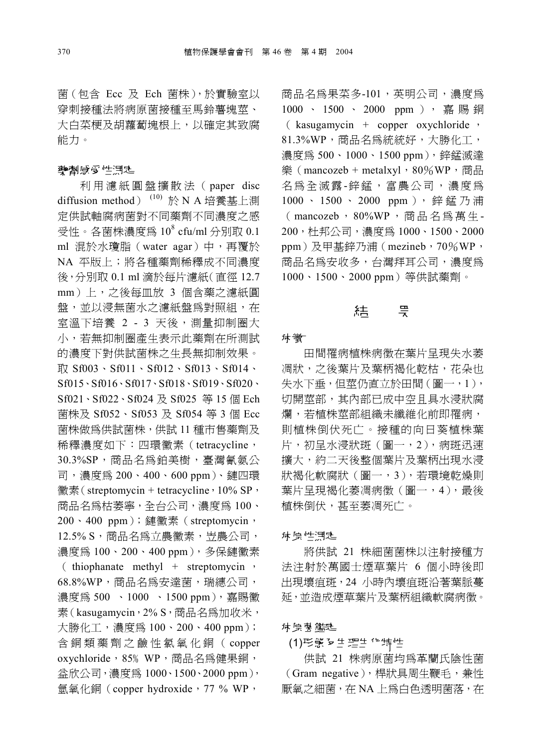菌（包含 Ecc 及 Ech 菌株），於實驗室以穿刺接種法將病原菌接種至馬鈴薯塊莖、大白菜梗及胡蘿蔔塊根上，以確定其致腐能力。

### 藥劑感受性測定

利用濾紙圓盤擴散法（paper disc diffusion method）[10] 於 N A 培養基上測定供試軸腐病菌對不同藥劑不同濃度之感受性。各菌株濃度為 $10^8$ cfu/ml 分別取 0.1 ml 混於水瓊脂（water agar）中，再覆於 NA 平版上；將各種藥劑稀釋成不同濃度後，分別取 0.1 ml 滴於每片濾紙(直徑 12.7 mm）上，之後每皿放 3 個含藥之濾紙圓盤，並以浸無菌水之濾紙盤為對照組，在室溫下培養 2 - 3 天後，測量抑制圈大小，若無抑制圈產生表示此藥劑在所測試的濃度下對供試菌株之生長無抑制效果。取 Sf003、Sf011、Sf012、Sf013、Sf014、Sf015、Sf016、Sf017、Sf018、Sf019、Sf020、Sf021、Sf022、Sf024 及 Sf025 等 15 個 Ech 菌株及 Sf052、Sf053 及 Sf054 等 3 個 Ecc 菌株做為供試菌株，供試 11 種市售藥劑及稀釋濃度如下：四環黴素（tetracycline，30.3%SP，商品名為鉑美樹，臺灣氰氨公司，濃度為 200、400、600 ppm）、鏈四環黴素（streptomycin + tetracycline，10% SP，商品名為枯萎寧，全台公司，濃度為 100、200、400 ppm）；鏈黴素（streptomycin，12.5% S，商品名為立農黴素，岦農公司，濃度為 100、200、400 ppm），多保鏈黴素（thiophanate methyl + streptomycin，68.8%WP，商品名為安達菌，瑞總公司，濃度為 500 、1000 、1500 ppm），嘉賜黴素（kasugamycin，2% S，商品名為加收米，大勝化工，濃度為 100、200、400 ppm）；含銅類藥劑之鹼性氯氧化銅（copper oxychloride，85% WP，商品名為健果銅，益欣公司，濃度為 1000、1500、2000 ppm），氫氧化銅（copper hydroxide，77 % WP，商品名為果菜多-101，英明公司，濃度為 1000 、 1500 、 2000 ppm ）， 嘉賜銅（kasugamycin + copper oxychloride，81.3%WP，商品名為統統好，大勝化工，濃度為 500、1000、1500 ppm），鋅錳滅達樂（mancozeb + metalxyl，80%WP，商品名為全滅露-鋅錳，富農公司，濃度為 1000 、 1500 、 2000 ppm ）， 鋅錳乃浦（mancozeb，80%WP，商品名為萬生-200，杜邦公司，濃度為 1000、1500、2000 ppm）及甲基鋅乃浦（mezineb，70%WP，商品名為安收多，台灣拜耳公司，濃度為 1000、1500、2000 ppm）等供試藥劑。

## 結　果

### 病徵

田間罹病植株病徵在葉片呈現失水萎凋狀，之後葉片及葉柄褐化乾枯，花朵也失水下垂，但莖仍直立於田間（圖一，1），切開莖部，其內部已成中空且具水浸狀腐爛，若植株莖部組織未纖維化前即罹病，則植株倒伏死亡。接種的向日葵植株葉片，初呈水浸狀斑（圖一，2），病斑迅速擴大，約二天後整個葉片及葉柄出現水浸狀褐化軟腐狀（圖一，3），若環境乾燥則葉片呈現褐化萎凋病徵（圖一，4），最後植株倒伏，甚至萎凋死亡。

### 病原性測定

將供試 21 株細菌菌株以注射接種方法注射於萬國士煙草葉片 6 個小時後即出現壞疽斑，24 小時內壞疽斑沿著葉脈蔓延，並造成煙草葉片及葉柄組織軟腐病徵。

### 病原菌鑑定

**(1)形態及生理生化特性**

供試 21 株病原菌均為革蘭氏陰性菌（Gram negative），桿狀具周生鞭毛，兼性厭氧之細菌，在 NA 上為白色透明菌落，在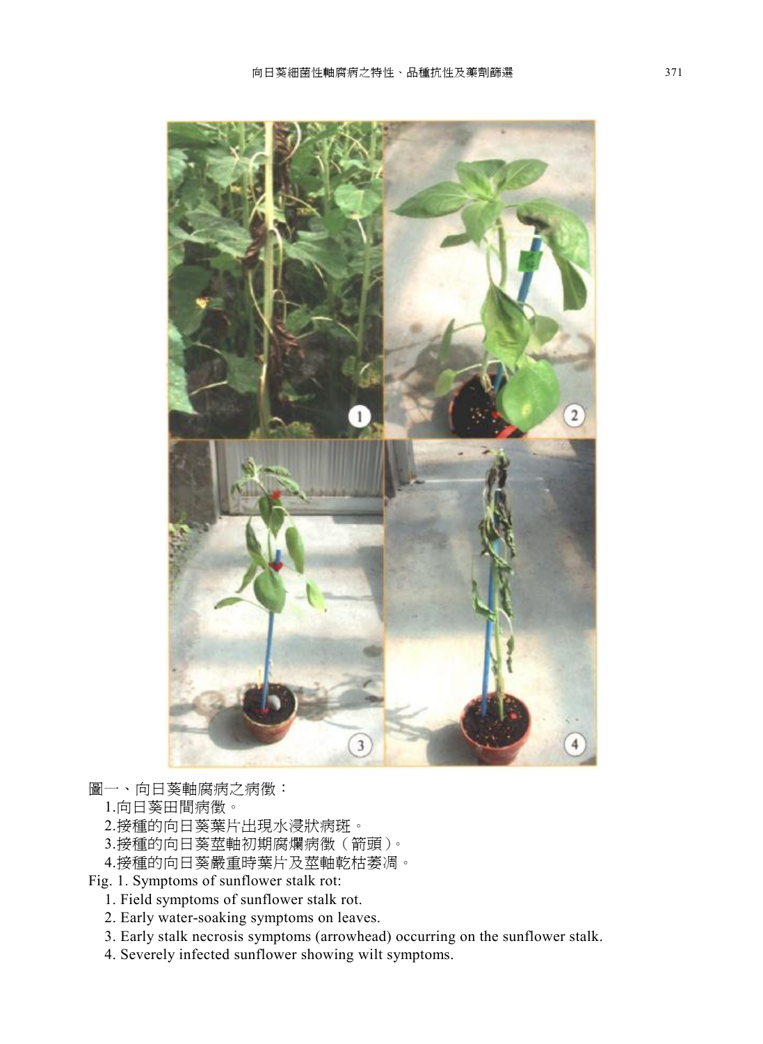圖一、向日葵軸腐病之病徵：

1.向日葵田間病徵。
2.接種的向日葵葉片出現水浸狀病斑。
3.接種的向日葵莖軸初期腐爛病徵（箭頭）。
4.接種的向日葵嚴重時葉片及莖軸乾枯萎凋。

Fig. 1. Symptoms of sunflower stalk rot:

1. Field symptoms of sunflower stalk rot.
2. Early water-soaking symptoms on leaves.
3. Early stalk necrosis symptoms (arrowhead) occurring on the sunflower stalk.
4. Severely infected sunflower showing wilt symptoms.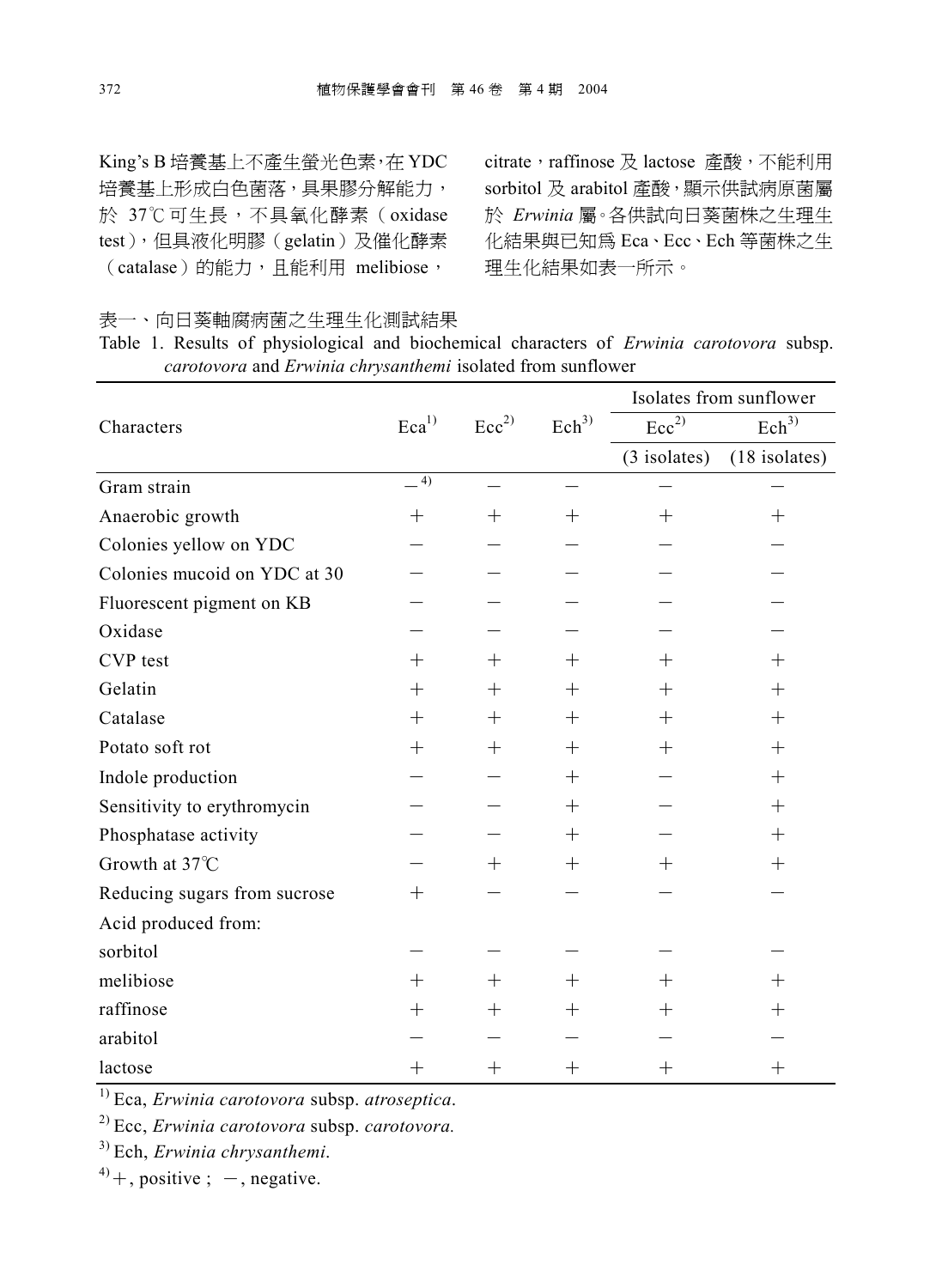King's B 培養基上不產生螢光色素，在 YDC 培養基上形成白色菌落，具果膠分解能力，於 37℃可生長，不具氧化酵素（oxidase test），但具液化明膠（gelatin）及催化酵素（catalase）的能力，且能利用 melibiose，citrate，raffinose 及 lactose 產酸，不能利用 sorbitol 及 arabitol 產酸，顯示供試病原菌屬於 *Erwinia* 屬。各供試向日葵菌株之生理生化結果與已知為 Eca、Ecc、Ech 等菌株之生理生化結果如表一所示。

表一、向日葵軸腐病菌之生理生化測試結果

Table 1. Results of physiological and biochemical characters of *Erwinia carotovora* subsp. *carotovora* and *Erwinia chrysanthemi* isolated from sunflower

| Characters | Eca[1] | Ecc[2] | Ech[3] | Isolates from sunflower | |
|---|---|---|---|---|---|
| | | | | Ecc[2] | Ech[3] |
| | | | | (3 isolates) | (18 isolates) |
| Gram strain | －[4] | － | － | － | － |
| Anaerobic growth | ＋ | ＋ | ＋ | ＋ | ＋ |
| Colonies yellow on YDC | － | － | － | － | － |
| Colonies mucoid on YDC at 30 | － | － | － | － | － |
| Fluorescent pigment on KB | － | － | － | － | － |
| Oxidase | － | － | － | － | － |
| CVP test | ＋ | ＋ | ＋ | ＋ | ＋ |
| Gelatin | ＋ | ＋ | ＋ | ＋ | ＋ |
| Catalase | ＋ | ＋ | ＋ | ＋ | ＋ |
| Potato soft rot | ＋ | ＋ | ＋ | ＋ | ＋ |
| Indole production | － | － | ＋ | － | ＋ |
| Sensitivity to erythromycin | － | － | ＋ | － | ＋ |
| Phosphatase activity | － | － | ＋ | － | ＋ |
| Growth at 37℃ | － | ＋ | ＋ | ＋ | ＋ |
| Reducing sugars from sucrose | ＋ | － | － | － | － |
| Acid produced from: | | | | | |
| sorbitol | － | － | － | － | － |
| melibiose | ＋ | ＋ | ＋ | ＋ | ＋ |
| raffinose | ＋ | ＋ | ＋ | ＋ | ＋ |
| arabitol | － | － | － | － | － |
| lactose | ＋ | ＋ | ＋ | ＋ | ＋ |

[1] Eca, *Erwinia carotovora* subsp. *atroseptica*.

[2] Ecc, *Erwinia carotovora* subsp. *carotovora.*

[3] Ech, *Erwinia chrysanthemi*.

[4] ＋, positive ; －, negative.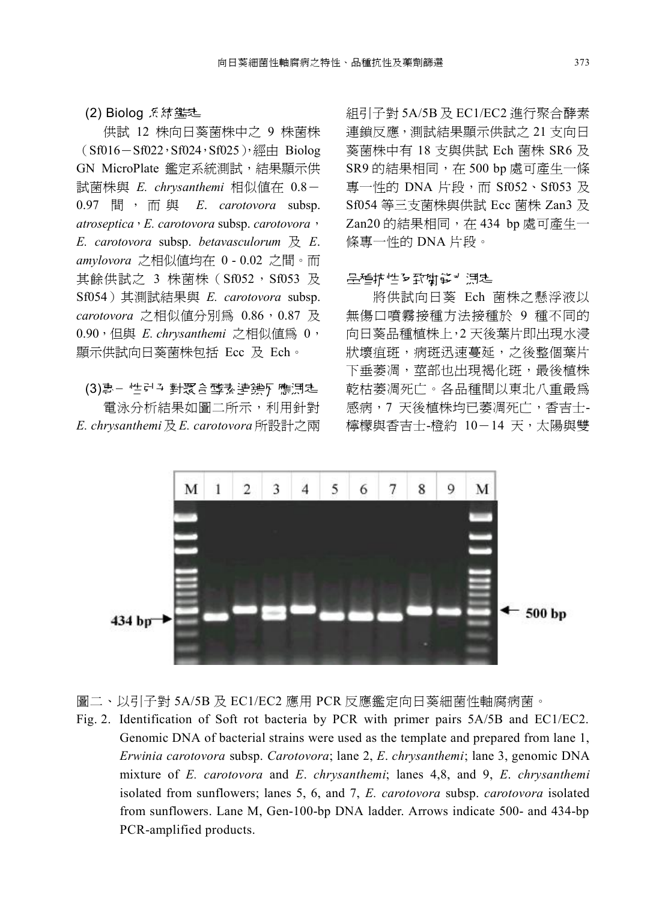(2) Biolog 系統鑑定

供試 12 株向日葵菌株中之 9 株菌株（Sf016－Sf022，Sf024，Sf025），經由 Biolog GN MicroPlate 鑑定系統測試，結果顯示供試菌株與 *E. chrysanthemi* 相似值在 0.8－0.97 間，而與 *E. carotovora* subsp. *atroseptica*，*E. carotovora* subsp. *carotovora*，*E. carotovora* subsp. *betavasculorum* 及 *E. amylovora* 之相似值均在 0 - 0.02 之間。而其餘供試之 3 株菌株（Sf052，Sf053 及 Sf054）其測試結果與 *E. carotovora* subsp. *carotovora* 之相似值分別為 0.86，0.87 及 0.90，但與 *E. chrysanthemi* 之相似值為 0，顯示供試向日葵菌株包括 Ecc 及 Ech。

(3)專一性引子對聚合酵素連鎖反應測定

電泳分析結果如圖二所示，利用針對 *E. chrysanthemi* 及 *E. carotovora* 所設計之兩組引子對 5A/5B 及 EC1/EC2 進行聚合酵素連鎖反應，測試結果顯示供試之 21 支向日葵菌株中有 18 支與供試 Ech 菌株 SR6 及 SR9 的結果相同，在 500 bp 處可產生一條專一性的 DNA 片段，而 Sf052、Sf053 及 Sf054 等三支菌株與供試 Ecc 菌株 Zan3 及 Zan20 的結果相同，在 434 bp 處可產生一條專一性的 DNA 片段。

品種抗性之致病性測定

將供試向日葵 Ech 菌株之懸浮液以無傷口噴霧接種方法接種於 9 種不同的向日葵品種植株上，2 天後葉片即出現水浸狀壞疽斑，病斑迅速蔓延，之後整個葉片下垂萎凋，莖部也出現褐化斑，最後植株乾枯萎凋死亡。各品種間以東北八重最為感病，7 天後植株均已萎凋死亡，香吉士-檸檬與香吉士-橙約 10－14 天，太陽與雙

圖二、以引子對 5A/5B 及 EC1/EC2 應用 PCR 反應鑑定向日葵細菌性軸腐病菌。

Fig. 2. Identification of Soft rot bacteria by PCR with primer pairs 5A/5B and EC1/EC2. Genomic DNA of bacterial strains were used as the template and prepared from lane 1, *Erwinia carotovora* subsp. *Carotovora*; lane 2, *E. chrysanthemi*; lane 3, genomic DNA mixture of *E. carotovora* and *E. chrysanthemi*; lanes 4,8, and 9, *E. chrysanthemi* isolated from sunflowers; lanes 5, 6, and 7, *E. carotovora* subsp. *carotovora* isolated from sunflowers. Lane M, Gen-100-bp DNA ladder. Arrows indicate 500- and 434-bp PCR-amplified products.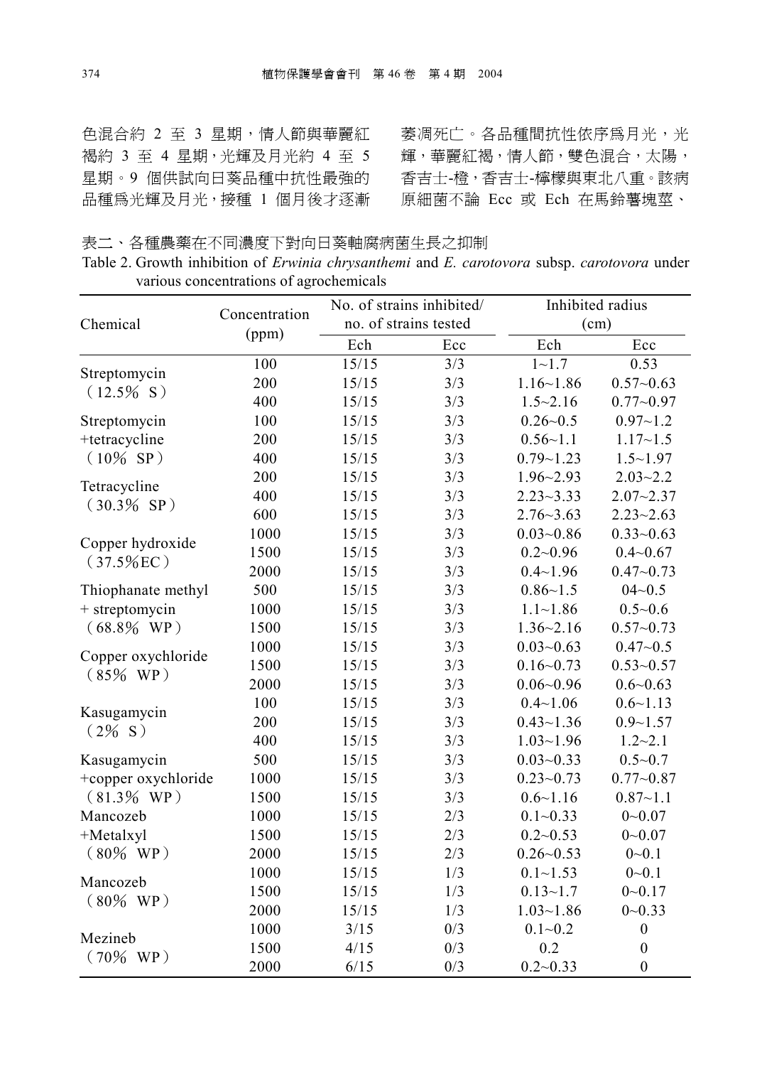色混合約 2 至 3 星期，情人節與華麗紅褐約 3 至 4 星期，光輝及月光約 4 至 5 星期。9 個供試向日葵品種中抗性最強的品種爲光輝及月光，接種 1 個月後才逐漸萎凋死亡。各品種間抗性依序爲月光，光輝，華麗紅褐，情人節，雙色混合，太陽，香吉士-橙，香吉士-檸檬與東北八重。該病原細菌不論 Ecc 或 Ech 在馬鈴薯塊莖、

表二、各種農藥在不同濃度下對向日葵軸腐病菌生長之抑制

Table 2. Growth inhibition of *Erwinia chrysanthemi* and *E. carotovora* subsp. *carotovora* under various concentrations of agrochemicals

| Chemical | Concentration (ppm) | No. of strains inhibited/ no. of strains tested | | Inhibited radius (cm) | |
|---|---|---|---|---|---|
| | | Ech | Ecc | Ech | Ecc |
| Streptomycin (12.5% S) | 100 | 15/15 | 3/3 | 1~1.7 | 0.53 |
| | 200 | 15/15 | 3/3 | 1.16~1.86 | 0.57~0.63 |
| | 400 | 15/15 | 3/3 | 1.5~2.16 | 0.77~0.97 |
| Streptomycin +tetracycline (10% SP) | 100 | 15/15 | 3/3 | 0.26~0.5 | 0.97~1.2 |
| | 200 | 15/15 | 3/3 | 0.56~1.1 | 1.17~1.5 |
| | 400 | 15/15 | 3/3 | 0.79~1.23 | 1.5~1.97 |
| Tetracycline (30.3% SP) | 200 | 15/15 | 3/3 | 1.96~2.93 | 2.03~2.2 |
| | 400 | 15/15 | 3/3 | 2.23~3.33 | 2.07~2.37 |
| | 600 | 15/15 | 3/3 | 2.76~3.63 | 2.23~2.63 |
| Copper hydroxide (37.5%EC) | 1000 | 15/15 | 3/3 | 0.03~0.86 | 0.33~0.63 |
| | 1500 | 15/15 | 3/3 | 0.2~0.96 | 0.4~0.67 |
| | 2000 | 15/15 | 3/3 | 0.4~1.96 | 0.47~0.73 |
| Thiophanate methyl + streptomycin (68.8% WP) | 500 | 15/15 | 3/3 | 0.86~1.5 | 04~0.5 |
| | 1000 | 15/15 | 3/3 | 1.1~1.86 | 0.5~0.6 |
| | 1500 | 15/15 | 3/3 | 1.36~2.16 | 0.57~0.73 |
| Copper oxychloride (85% WP) | 1000 | 15/15 | 3/3 | 0.03~0.63 | 0.47~0.5 |
| | 1500 | 15/15 | 3/3 | 0.16~0.73 | 0.53~0.57 |
| | 2000 | 15/15 | 3/3 | 0.06~0.96 | 0.6~0.63 |
| Kasugamycin (2% S) | 100 | 15/15 | 3/3 | 0.4~1.06 | 0.6~1.13 |
| | 200 | 15/15 | 3/3 | 0.43~1.36 | 0.9~1.57 |
| | 400 | 15/15 | 3/3 | 1.03~1.96 | 1.2~2.1 |
| Kasugamycin +copper oxychloride (81.3% WP) | 500 | 15/15 | 3/3 | 0.03~0.33 | 0.5~0.7 |
| | 1000 | 15/15 | 3/3 | 0.23~0.73 | 0.77~0.87 |
| | 1500 | 15/15 | 3/3 | 0.6~1.16 | 0.87~1.1 |
| Mancozeb +Metalxyl (80% WP) | 1000 | 15/15 | 2/3 | 0.1~0.33 | 0~0.07 |
| | 1500 | 15/15 | 2/3 | 0.2~0.53 | 0~0.07 |
| | 2000 | 15/15 | 2/3 | 0.26~0.53 | 0~0.1 |
| Mancozeb (80% WP) | 1000 | 15/15 | 1/3 | 0.1~1.53 | 0~0.1 |
| | 1500 | 15/15 | 1/3 | 0.13~1.7 | 0~0.17 |
| | 2000 | 15/15 | 1/3 | 1.03~1.86 | 0~0.33 |
| Mezineb (70% WP) | 1000 | 3/15 | 0/3 | 0.1~0.2 | 0 |
| | 1500 | 4/15 | 0/3 | 0.2 | 0 |
| | 2000 | 6/15 | 0/3 | 0.2~0.33 | 0 |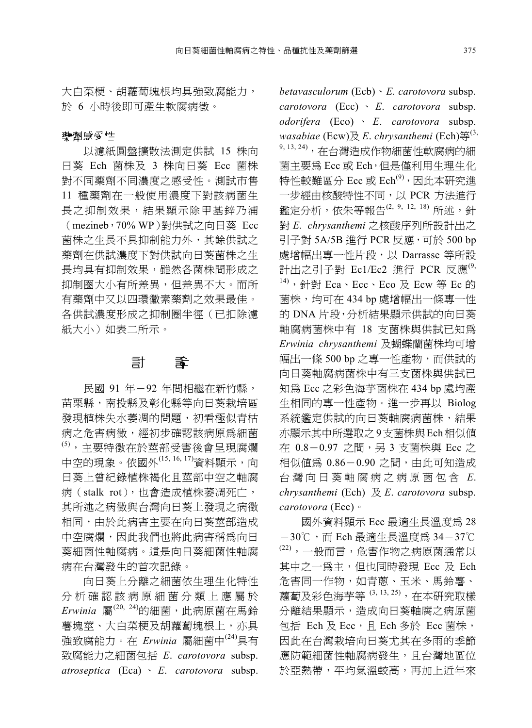大白菜梗、胡蘿蔔塊根均具強致腐能力，於 6 小時後即可產生軟腐病徵。

### 藥劑感受性

以濾紙圓盤擴散法測定供試 15 株向日葵 Ech 菌株及 3 株向日葵 Ecc 菌株對不同藥劑不同濃度之感受性。測試市售 11 種藥劑在一般使用濃度下對該病菌生長之抑制效果，結果顯示除甲基鋅乃浦（mezineb，70% WP）對供試之向日葵 Ecc 菌株之生長不具抑制能力外，其餘供試之藥劑在供試濃度下對供試向日葵菌株之生長均具有抑制效果，雖然各菌株間形成之抑制圈大小有所差異，但差異不大。而所有藥劑中又以四環黴素藥劑之效果最佳。各供試濃度形成之抑制圈半徑（已扣除濾紙大小）如表二所示。

## 討　論

民國 91 年－92 年間相繼在新竹縣，苗栗縣，南投縣及彰化縣等向日葵栽培區發現植株失水萎凋的問題，初看極似青枯病之危害病徵，經初步確認該病原為細菌[5]，主要特徵在於莖部受害後會呈現腐爛中空的現象。依國外[15, 16, 17]資料顯示，向日葵上曾紀錄植株褐化且莖部中空之軸腐病（stalk rot），也會造成植株萎凋死亡，其所述之病徵與台灣向日葵上發現之病徵相同，由於此病害主要在向日葵莖部造成中空腐爛，因此我們也將此病害稱為向日葵細菌性軸腐病。這是向日葵細菌性軸腐病在台灣發生的首次記錄。

向日葵上分離之細菌依生理生化特性分析確認該病原細菌分類上應屬於 *Erwinia* 屬[20, 24]的細菌，此病原菌在馬鈴薯塊莖、大白菜梗及胡蘿蔔塊根上，亦具強致腐能力。在 *Erwinia* 屬細菌中[24]具有致腐能力之細菌包括 *E. carotovora* subsp. *atroseptica* (Eca)、*E. carotovora* subsp. *betavasculorum* (Ecb)、*E. carotovora* subsp. *carotovora* (Ecc)、*E. carotovora* subsp. *odorifera* (Eco)、*E. carotovora* subsp. *wasabiae* (Ecw)及 *E. chrysanthemi* (Ech)等[3, 9, 13, 24]，在台灣造成作物細菌性軟腐病的細菌主要為 Ecc 或 Ech，但是僅利用生理生化特性較難區分 Ecc 或 Ech[9]，因此本研究進一步經由核酸特性不同，以 PCR 方法進行鑑定分析，依朱等報告[2, 9, 12, 18] 所述，針對 *E. chrysanthemi* 之核酸序列所設計出之引子對 5A/5B 進行 PCR 反應，可於 500 bp 處增幅出專一性片段，以 Darrasse 等所設計出之引子對 Ec1/Ec2 進行 PCR 反應[9, 14]，針對 Eca、Ecc、Eco 及 Ecw 等 Ec 的菌株，均可在 434 bp 處增幅出一條專一性的 DNA 片段，分析結果顯示供試的向日葵軸腐病菌株中有 18 支菌株與供試已知為 *Erwinia chrysanthemi* 及蝴蝶蘭菌株均可增幅出一條 500 bp 之專一性產物，而供試的向日葵軸腐病菌株中有三支菌株與供試已知為 Ecc 之彩色海芋菌株在 434 bp 處均產生相同的專一性產物。進一步再以 Biolog 系統鑑定供試的向日葵軸腐病菌株，結果亦顯示其中所選取之 9 支菌株與 Ech 相似值在 0.8－0.97 之間，另 3 支菌株與 Ecc 之相似值為 0.86－0.90 之間，由此可知造成台灣向日葵軸腐病之病原菌包含 *E. chrysanthemi* (Ech) 及 *E. carotovora* subsp. *carotovora* (Ecc)。

國外資料顯示 Ecc 最適生長溫度為 28－30℃，而 Ech 最適生長溫度為 34－37℃[22]，一般而言，危害作物之病原菌通常以其中之一為主，但也同時發現 Ecc 及 Ech 危害同一作物，如青蔥、玉米、馬鈴薯、蘿蔔及彩色海芋等 [3, 13, 25]，在本研究取樣分離結果顯示，造成向日葵軸腐之病原菌包括 Ech 及 Ecc，且 Ech 多於 Ecc 菌株，因此在台灣栽培向日葵尤其在多雨的季節應防範細菌性軸腐病發生，且台灣地區位於亞熱帶，平均氣溫較高，再加上近年來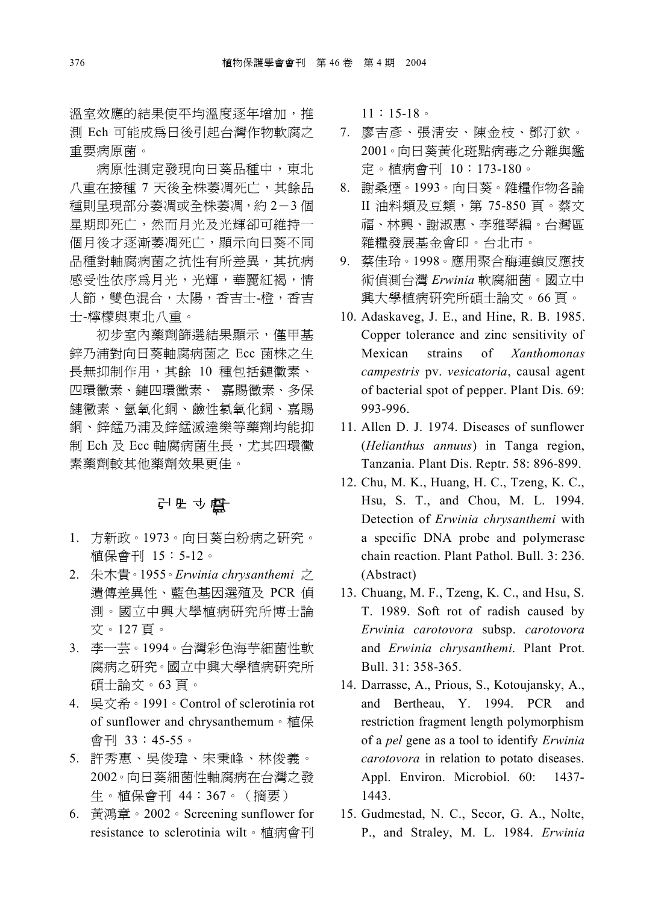溫室效應的結果使平均溫度逐年增加，推測 Ech 可能成爲日後引起台灣作物軟腐之重要病原菌。

病原性測定發現向日葵品種中，東北八重在接種 7 天後全株萎凋死亡，其餘品種則呈現部分萎凋或全株萎凋，約 2－3 個星期即死亡，然而月光及光輝卻可維持一個月後才逐漸萎凋死亡，顯示向日葵不同品種對軸腐病菌之抗性有所差異，其抗病感受性依序爲月光，光輝，華麗紅褐，情人節，雙色混合，太陽，香吉士-橙，香吉士-檸檬與東北八重。

初步室內藥劑篩選結果顯示，僅甲基鋅乃浦對向日葵軸腐病菌之 Ecc 菌株之生長無抑制作用，其餘 10 種包括鏈黴素、四環黴素、鏈四環黴素、 嘉賜黴素、多保鏈黴素、氫氧化銅、鹼性氯氧化銅、嘉賜銅、鋅錳乃浦及鋅錳滅達樂等藥劑均能抑制 Ech 及 Ecc 軸腐病菌生長，尤其四環黴素藥劑較其他藥劑效果更佳。

## 引用文獻

1. 方新政。1973。向日葵白粉病之研究。植保會刊 15：5-12。
2. 朱木貴。1955。*Erwinia chrysanthemi* 之遺傳差異性、藍色基因選殖及 PCR 偵測。國立中興大學植病研究所博士論文。127 頁。
3. 李一芸。1994。台灣彩色海芋細菌性軟腐病之研究。國立中興大學植病研究所碩士論文。63 頁。
4. 吳文希。1991。Control of sclerotinia rot of sunflower and chrysanthemum。植保會刊 33：45-55。
5. 許秀惠、吳俊瑋、宋秉峰、林俊義。2002。向日葵細菌性軸腐病在台灣之發生。植保會刊 44：367。（摘要）
6. 黃鴻章。2002。Screening sunflower for resistance to sclerotinia wilt。植病會刊 11：15-18。
7. 廖吉彥、張清安、陳金枝、鄧汀欽。2001。向日葵黃化斑點病毒之分離與鑑定。植病會刊 10：173-180。
8. 謝桑煙。1993。向日葵。雜糧作物各論 II 油料類及豆類，第 75-850 頁。蔡文福、林興、謝淑惠、李雅琴編。台灣區雜糧發展基金會印。台北市。
9. 蔡佳玲。1998。應用聚合酶連鎖反應技術偵測台灣 *Erwinia* 軟腐細菌。國立中興大學植病研究所碩士論文。66 頁。
10. Adaskaveg, J. E., and Hine, R. B. 1985. Copper tolerance and zinc sensitivity of Mexican strains of *Xanthomonas campestris* pv. *vesicatoria*, causal agent of bacterial spot of pepper. Plant Dis. 69: 993-996.
11. Allen D. J. 1974. Diseases of sunflower (*Helianthus annuus*) in Tanga region, Tanzania. Plant Dis. Reptr. 58: 896-899.
12. Chu, M. K., Huang, H. C., Tzeng, K. C., Hsu, S. T., and Chou, M. L. 1994. Detection of *Erwinia chrysanthemi* with a specific DNA probe and polymerase chain reaction. Plant Pathol. Bull. 3: 236. (Abstract)
13. Chuang, M. F., Tzeng, K. C., and Hsu, S. T. 1989. Soft rot of radish caused by *Erwinia carotovora* subsp. *carotovora* and *Erwinia chrysanthemi*. Plant Prot. Bull. 31: 358-365.
14. Darrasse, A., Prious, S., Kotoujansky, A., and Bertheau, Y. 1994. PCR and restriction fragment length polymorphism of a *pel* gene as a tool to identify *Erwinia carotovora* in relation to potato diseases. Appl. Environ. Microbiol. 60: 1437-1443.
15. Gudmestad, N. C., Secor, G. A., Nolte, P., and Straley, M. L. 1984. *Erwinia*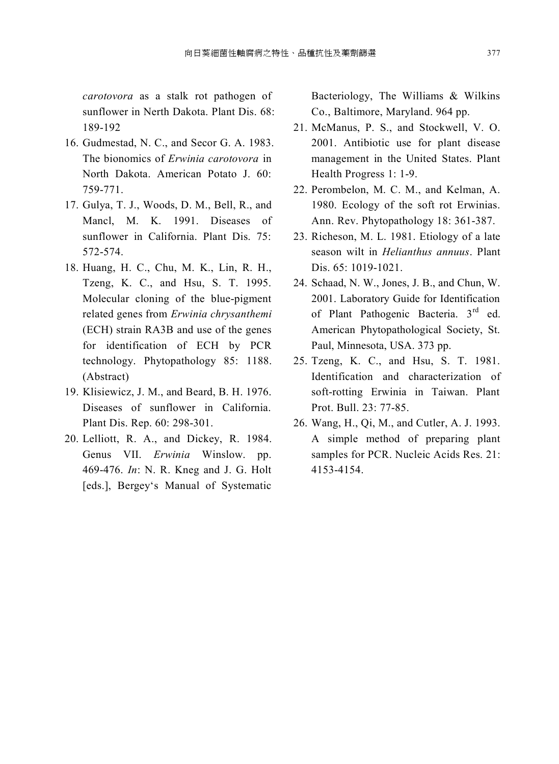*carotovora* as a stalk rot pathogen of sunflower in Nerth Dakota. Plant Dis. 68: 189-192

16. Gudmestad, N. C., and Secor G. A. 1983. The bionomics of *Erwinia carotovora* in North Dakota. American Potato J. 60: 759-771.
17. Gulya, T. J., Woods, D. M., Bell, R., and Mancl, M. K. 1991. Diseases of sunflower in California. Plant Dis. 75: 572-574.
18. Huang, H. C., Chu, M. K., Lin, R. H., Tzeng, K. C., and Hsu, S. T. 1995. Molecular cloning of the blue-pigment related genes from *Erwinia chrysanthemi* (ECH) strain RA3B and use of the genes for identification of ECH by PCR technology. Phytopathology 85: 1188. (Abstract)
19. Klisiewicz, J. M., and Beard, B. H. 1976. Diseases of sunflower in California. Plant Dis. Rep. 60: 298-301.
20. Lelliott, R. A., and Dickey, R. 1984. Genus VII. *Erwinia* Winslow. pp. 469-476. *In*: N. R. Kneg and J. G. Holt [eds.], Bergey's Manual of Systematic Bacteriology, The Williams & Wilkins Co., Baltimore, Maryland. 964 pp.
21. McManus, P. S., and Stockwell, V. O. 2001. Antibiotic use for plant disease management in the United States. Plant Health Progress 1: 1-9.
22. Perombelon, M. C. M., and Kelman, A. 1980. Ecology of the soft rot Erwinias. Ann. Rev. Phytopathology 18: 361-387.
23. Richeson, M. L. 1981. Etiology of a late season wilt in *Helianthus annuus*. Plant Dis. 65: 1019-1021.
24. Schaad, N. W., Jones, J. B., and Chun, W. 2001. Laboratory Guide for Identification of Plant Pathogenic Bacteria. 3rd ed. American Phytopathological Society, St. Paul, Minnesota, USA. 373 pp.
25. Tzeng, K. C., and Hsu, S. T. 1981. Identification and characterization of soft-rotting Erwinia in Taiwan. Plant Prot. Bull. 23: 77-85.
26. Wang, H., Qi, M., and Cutler, A. J. 1993. A simple method of preparing plant samples for PCR. Nucleic Acids Res. 21: 4153-4154.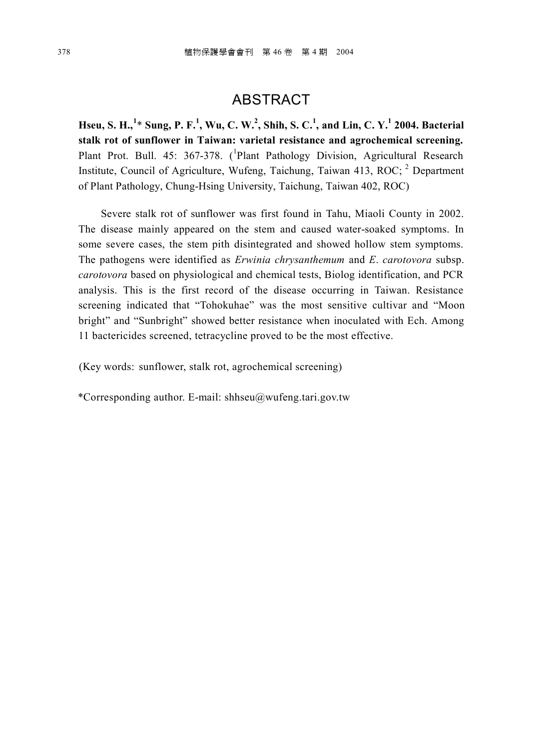# ABSTRACT

**Hseu, S. H.,[1]* Sung, P. F.[1], Wu, C. W.[2], Shih, S. C.[1], and Lin, C. Y.[1] 2004. Bacterial stalk rot of sunflower in Taiwan: varietal resistance and agrochemical screening.** Plant Prot. Bull. 45: 367-378. ([1]Plant Pathology Division, Agricultural Research Institute, Council of Agriculture, Wufeng, Taichung, Taiwan 413, ROC; [2] Department of Plant Pathology, Chung-Hsing University, Taichung, Taiwan 402, ROC)

Severe stalk rot of sunflower was first found in Tahu, Miaoli County in 2002. The disease mainly appeared on the stem and caused water-soaked symptoms. In some severe cases, the stem pith disintegrated and showed hollow stem symptoms. The pathogens were identified as *Erwinia chrysanthemum* and *E*. *carotovora* subsp. *carotovora* based on physiological and chemical tests, Biolog identification, and PCR analysis. This is the first record of the disease occurring in Taiwan. Resistance screening indicated that "Tohokuhae" was the most sensitive cultivar and "Moon bright" and "Sunbright" showed better resistance when inoculated with Ech. Among 11 bactericides screened, tetracycline proved to be the most effective.

(Key words: sunflower, stalk rot, agrochemical screening)

*Corresponding author. E-mail: shhseu@wufeng.tari.gov.tw